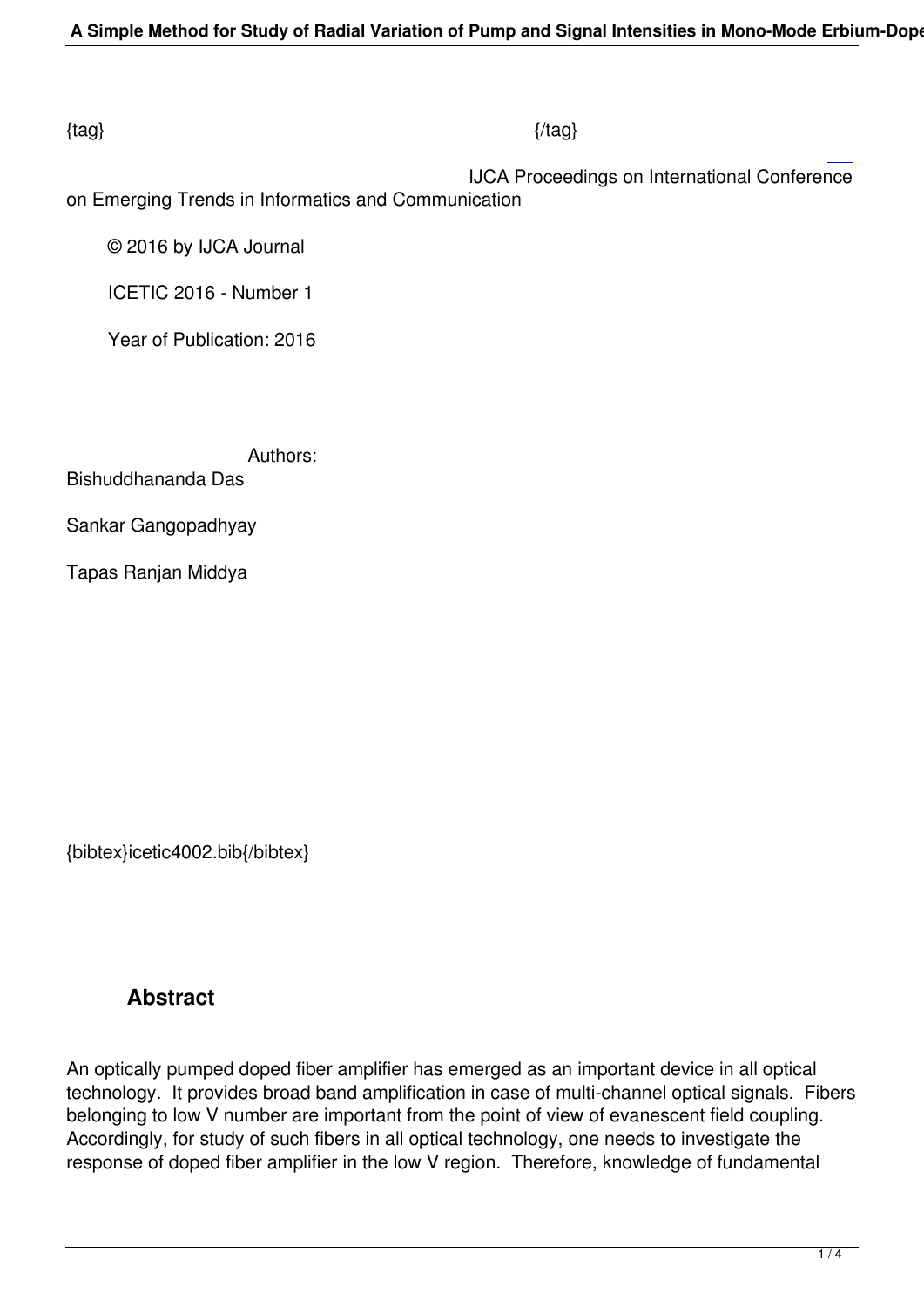{tag} {/tag}

IJCA Proceedings on International Conference on Emerging Trends in Informatics and Communication

© 2016 by IJCA Journal

ICETIC 2016 - Number 1

Year of Publication: 2016

Authors:

Bishuddhananda Das

Sankar Gangopadhyay

Tapas Ranjan Middya

{bibtex}icetic4002.bib{/bibtex}

## Abstract

An optically pumped doped fiber amplifier has emerged as an important device in all optical technology. It provides broad band amplification in case of multi-channel optical signals. Fibers belonging to low V number are important from the point of view of evanescent field coupling. Accordingly, for study of such fibers in all optical technology, one needs to investigate the response of doped fiber amplifier in the low V region. Therefore, knowledge of fundamental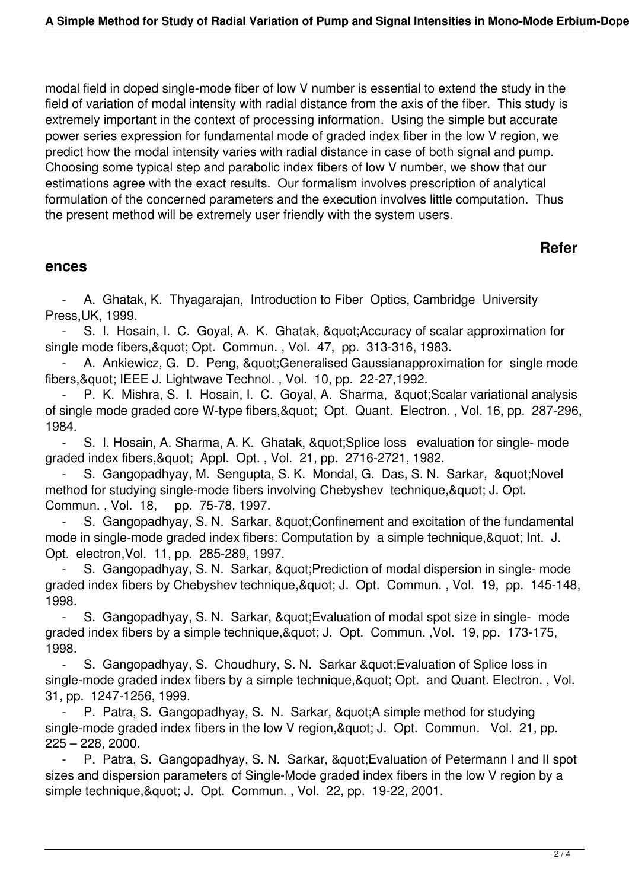modal field in doped single-mode fiber of low V number is essential to extend the study in the field of variation of modal intensity with radial distance from the axis of the fiber. This study is extremely important in the context of processing information. Using the simple but accurate power series expression for fundamental mode of graded index fiber in the low V region, we predict how the modal intensity varies with radial distance in case of both signal and pump. Choosing some typical step and parabolic index fibers of low V number, we show that our estimations agree with the exact results. Our formalism involves prescription of analytical formulation of the concerned parameters and the execution involves little computation. Thus the present method will be extremely user friendly with the system users.

## References

- A. Ghatak, K. Thyagarajan, Introduction to Fiber Optics, Cambridge University Press,UK, 1999.
- S. I. Hosain, I. C. Goyal, A. K. Ghatak, &quot;Accuracy of scalar approximation for single mode fibers,&quot; Opt. Commun. , Vol. 47, pp. 313-316, 1983.
- A. Ankiewicz, G. D. Peng, &quot;Generalised Gaussianapproximation for single mode fibers,&quot; IEEE J. Lightwave Technol. , Vol. 10, pp. 22-27,1992.
- P. K. Mishra, S. I. Hosain, I. C. Goyal, A. Sharma, &quot;Scalar variational analysis of single mode graded core W-type fibers,&quot; Opt. Quant. Electron. , Vol. 16, pp. 287-296, 1984.
- S. I. Hosain, A. Sharma, A. K. Ghatak, &quot;Splice loss evaluation for single- mode graded index fibers,&quot; Appl. Opt. , Vol. 21, pp. 2716-2721, 1982.
- S. Gangopadhyay, M. Sengupta, S. K. Mondal, G. Das, S. N. Sarkar, &quot;Novel method for studying single-mode fibers involving Chebyshev technique,&quot; J. Opt. Commun. , Vol. 18, pp. 75-78, 1997.
- S. Gangopadhyay, S. N. Sarkar, &quot;Confinement and excitation of the fundamental mode in single-mode graded index fibers: Computation by a simple technique,&quot; Int. J. Opt. electron,Vol. 11, pp. 285-289, 1997.
- S. Gangopadhyay, S. N. Sarkar, &quot;Prediction of modal dispersion in single- mode graded index fibers by Chebyshev technique,&quot; J. Opt. Commun. , Vol. 19, pp. 145-148, 1998.
- S. Gangopadhyay, S. N. Sarkar, &quot;Evaluation of modal spot size in single- mode graded index fibers by a simple technique,&quot; J. Opt. Commun. ,Vol. 19, pp. 173-175, 1998.
- S. Gangopadhyay, S. Choudhury, S. N. Sarkar &quot;Evaluation of Splice loss in single-mode graded index fibers by a simple technique,&quot; Opt. and Quant. Electron. , Vol. 31, pp. 1247-1256, 1999.
- P. Patra, S. Gangopadhyay, S. N. Sarkar, &quot;A simple method for studying single-mode graded index fibers in the low V region,&quot; J. Opt. Commun. Vol. 21, pp. 225 – 228, 2000.
- P. Patra, S. Gangopadhyay, S. N. Sarkar, &quot;Evaluation of Petermann I and II spot sizes and dispersion parameters of Single-Mode graded index fibers in the low V region by a simple technique,&quot; J. Opt. Commun. , Vol. 22, pp. 19-22, 2001.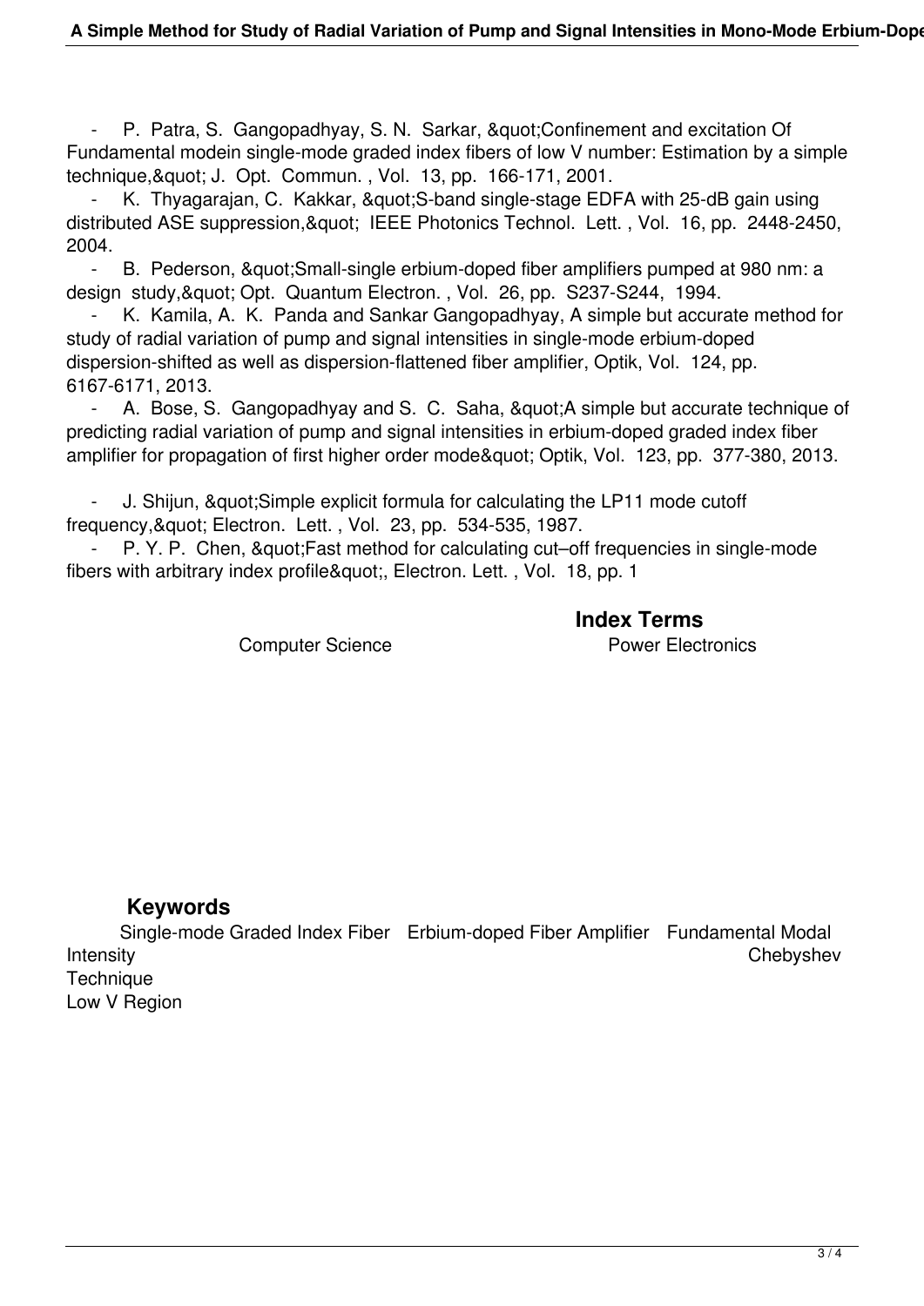- P. Patra, S. Gangopadhyay, S. N. Sarkar, &quot;Confinement and excitation Of Fundamental modein single-mode graded index fibers of low V number: Estimation by a simple technique,&quot; J. Opt. Commun. , Vol. 13, pp. 166-171, 2001.
- K. Thyagarajan, C. Kakkar, &quot;S-band single-stage EDFA with 25-dB gain using distributed ASE suppression,&quot; IEEE Photonics Technol. Lett. , Vol. 16, pp. 2448-2450, 2004.
- B. Pederson, &quot;Small-single erbium-doped fiber amplifiers pumped at 980 nm: a design study,&quot; Opt. Quantum Electron. , Vol. 26, pp. S237-S244, 1994.
- K. Kamila, A. K. Panda and Sankar Gangopadhyay, A simple but accurate method for study of radial variation of pump and signal intensities in single-mode erbium-doped dispersion-shifted as well as dispersion-flattened fiber amplifier, Optik, Vol. 124, pp. 6167-6171, 2013.
- A. Bose, S. Gangopadhyay and S. C. Saha, &quot;A simple but accurate technique of predicting radial variation of pump and signal intensities in erbium-doped graded index fiber amplifier for propagation of first higher order mode&quot; Optik, Vol. 123, pp. 377-380, 2013.
- J. Shijun, &quot;Simple explicit formula for calculating the LP11 mode cutoff frequency,&quot; Electron. Lett. , Vol. 23, pp. 534-535, 1987.
- P. Y. P. Chen, &quot;Fast method for calculating cut–off frequencies in single-mode fibers with arbitrary index profile&quot;, Electron. Lett. , Vol. 18, pp. 1

## Index Terms

Computer Science

Power Electronics

## Keywords

Single-mode Graded Index Fiber

Erbium-doped Fiber Amplifier

Fundamental Modal Intensity

Chebyshev Technique

Low V Region